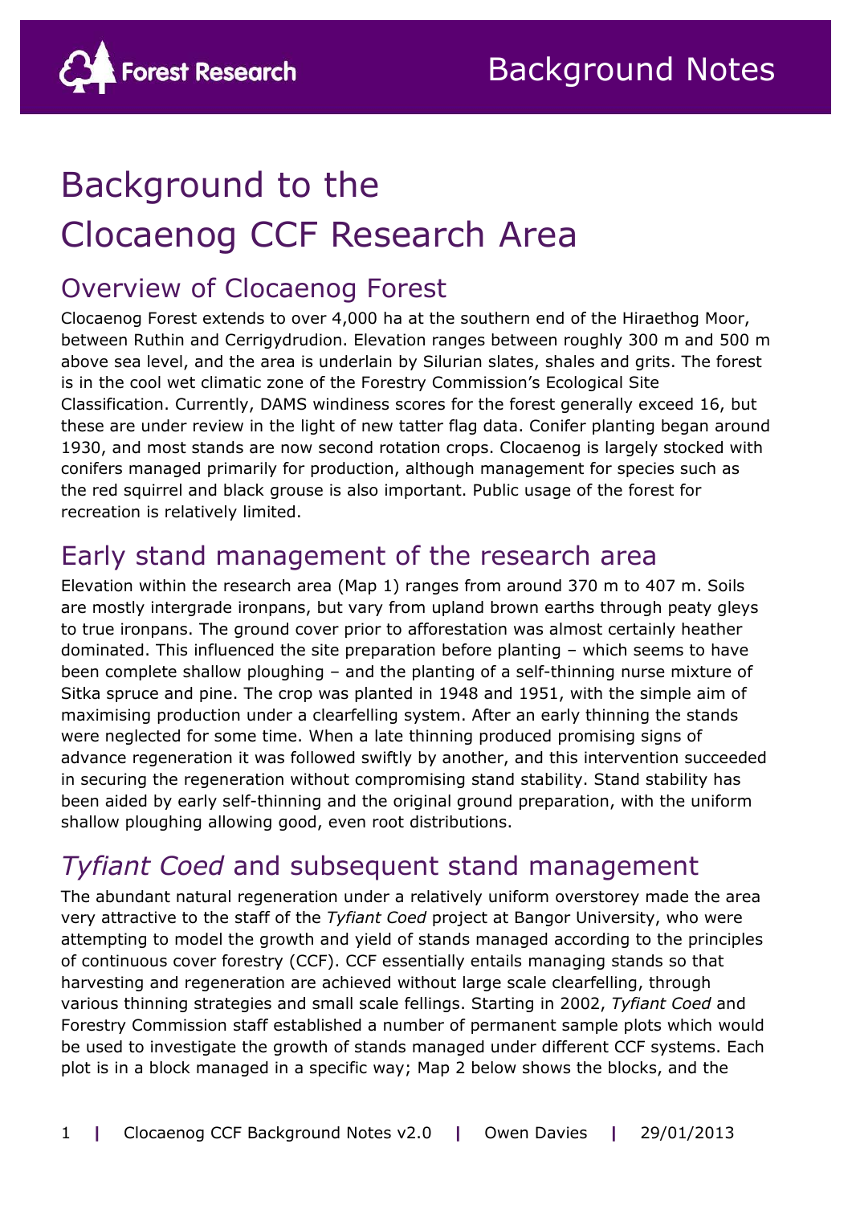# Background to the Clocaenog CCF Research Area

## Overview of Clocaenog Forest

Clocaenog Forest extends to over 4,000 ha at the southern end of the Hiraethog Moor, between Ruthin and Cerrigydrudion. Elevation ranges between roughly 300 m and 500 m above sea level, and the area is underlain by Silurian slates, shales and grits. The forest is in the cool wet climatic zone of the Forestry Commission's Ecological Site Classification. Currently, DAMS windiness scores for the forest generally exceed 16, but these are under review in the light of new tatter flag data. Conifer planting began around 1930, and most stands are now second rotation crops. Clocaenog is largely stocked with conifers managed primarily for production, although management for species such as the red squirrel and black grouse is also important. Public usage of the forest for recreation is relatively limited.

## Early stand management of the research area

Elevation within the research area (Map 1) ranges from around 370 m to 407 m. Soils are mostly intergrade ironpans, but vary from upland brown earths through peaty gleys to true ironpans. The ground cover prior to afforestation was almost certainly heather dominated. This influenced the site preparation before planting – which seems to have been complete shallow ploughing – and the planting of a self-thinning nurse mixture of Sitka spruce and pine. The crop was planted in 1948 and 1951, with the simple aim of maximising production under a clearfelling system. After an early thinning the stands were neglected for some time. When a late thinning produced promising signs of advance regeneration it was followed swiftly by another, and this intervention succeeded in securing the regeneration without compromising stand stability. Stand stability has been aided by early self-thinning and the original ground preparation, with the uniform shallow ploughing allowing good, even root distributions.

## *Tyfiant Coed* and subsequent stand management

The abundant natural regeneration under a relatively uniform overstorey made the area very attractive to the staff of the *Tyfiant Coed* project at Bangor University, who were attempting to model the growth and yield of stands managed according to the principles of continuous cover forestry (CCF). CCF essentially entails managing stands so that harvesting and regeneration are achieved without large scale clearfelling, through various thinning strategies and small scale fellings. Starting in 2002, *Tyfiant Coed* and Forestry Commission staff established a number of permanent sample plots which would be used to investigate the growth of stands managed under different CCF systems. Each plot is in a block managed in a specific way; Map 2 below shows the blocks, and the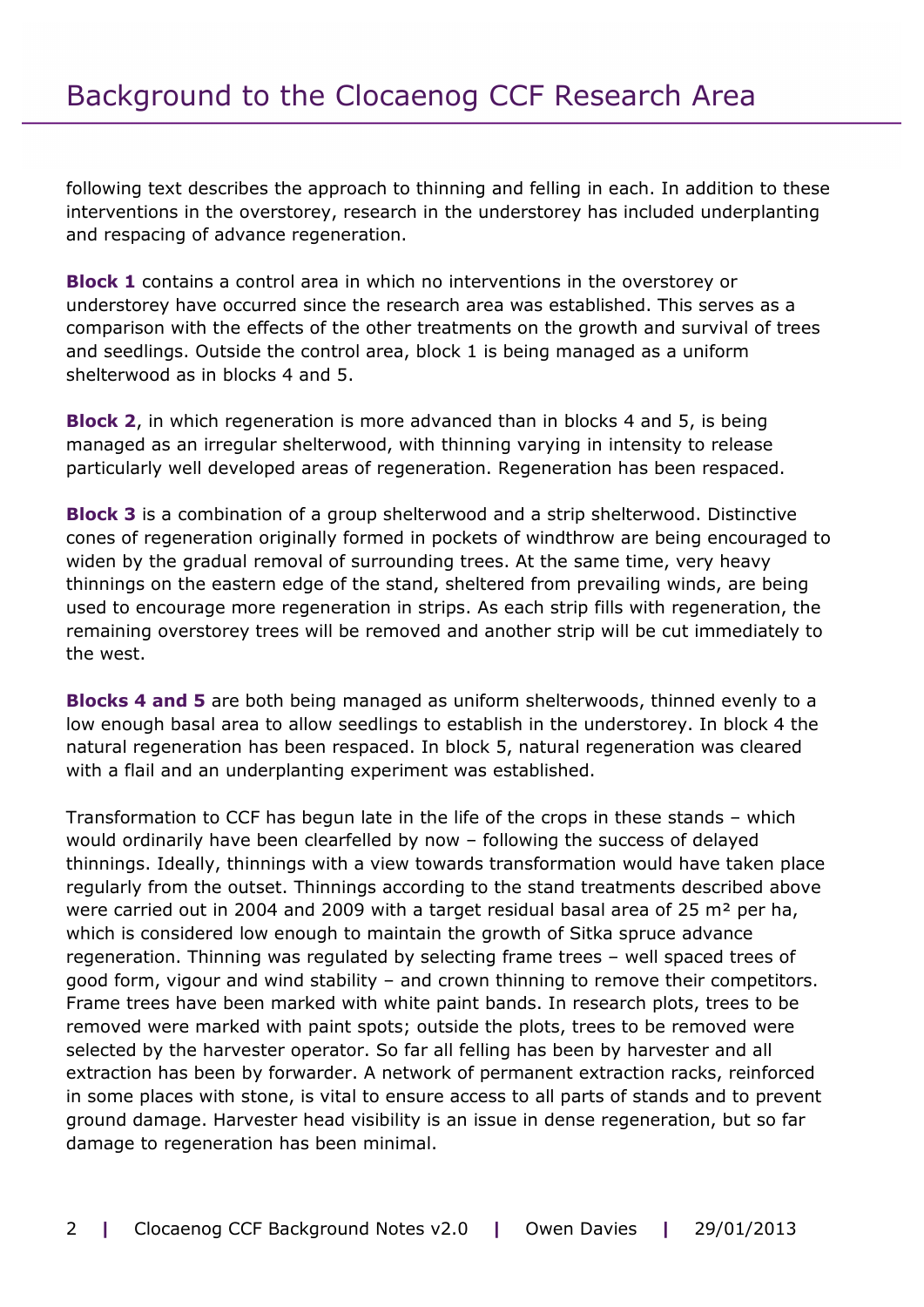following text describes the approach to thinning and felling in each. In addition to these interventions in the overstorey, research in the understorey has included underplanting and respacing of advance regeneration.

**Block 1** contains a control area in which no interventions in the overstorey or understorey have occurred since the research area was established. This serves as a comparison with the effects of the other treatments on the growth and survival of trees and seedlings. Outside the control area, block 1 is being managed as a uniform shelterwood as in blocks 4 and 5.

**Block 2**, in which regeneration is more advanced than in blocks 4 and 5, is being managed as an irregular shelterwood, with thinning varying in intensity to release particularly well developed areas of regeneration. Regeneration has been respaced.

**Block 3** is a combination of a group shelterwood and a strip shelterwood. Distinctive cones of regeneration originally formed in pockets of windthrow are being encouraged to widen by the gradual removal of surrounding trees. At the same time, very heavy thinnings on the eastern edge of the stand, sheltered from prevailing winds, are being used to encourage more regeneration in strips. As each strip fills with regeneration, the remaining overstorey trees will be removed and another strip will be cut immediately to the west.

**Blocks 4 and 5** are both being managed as uniform shelterwoods, thinned evenly to a low enough basal area to allow seedlings to establish in the understorey. In block 4 the natural regeneration has been respaced. In block 5, natural regeneration was cleared with a flail and an underplanting experiment was established.

Transformation to CCF has begun late in the life of the crops in these stands – which would ordinarily have been clearfelled by now – following the success of delayed thinnings. Ideally, thinnings with a view towards transformation would have taken place regularly from the outset. Thinnings according to the stand treatments described above were carried out in 2004 and 2009 with a target residual basal area of 25 m² per ha, which is considered low enough to maintain the growth of Sitka spruce advance regeneration. Thinning was regulated by selecting frame trees – well spaced trees of good form, vigour and wind stability – and crown thinning to remove their competitors. Frame trees have been marked with white paint bands. In research plots, trees to be removed were marked with paint spots; outside the plots, trees to be removed were selected by the harvester operator. So far all felling has been by harvester and all extraction has been by forwarder. A network of permanent extraction racks, reinforced in some places with stone, is vital to ensure access to all parts of stands and to prevent ground damage. Harvester head visibility is an issue in dense regeneration, but so far damage to regeneration has been minimal.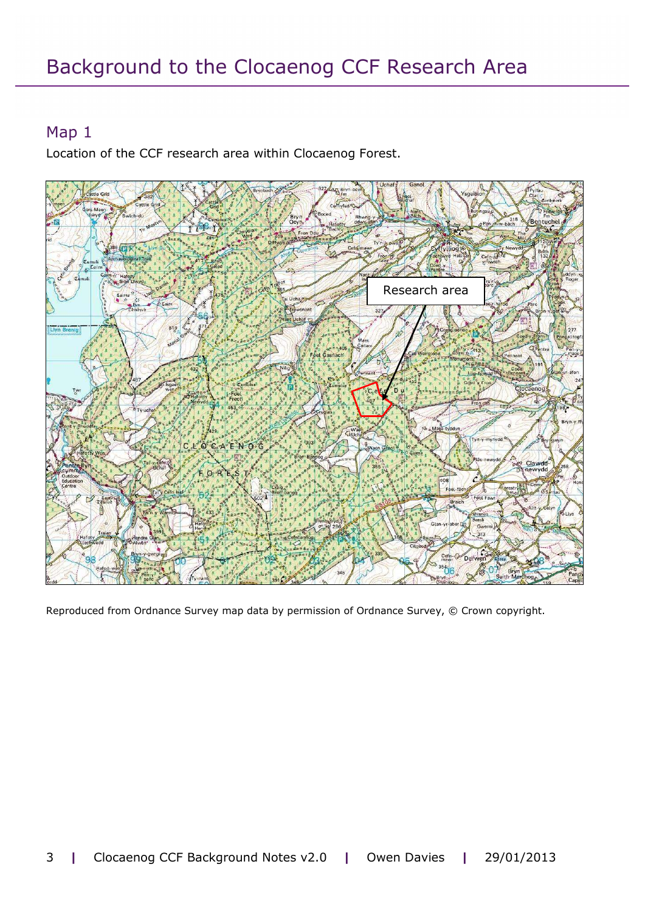# Background to the Clocaenog CCF Research Area

## Map 1

Location of the CCF research area within Clocaenog Forest.

Reproduced from Ordnance Survey map data by permission of Ordnance Survey, © Crown copyright.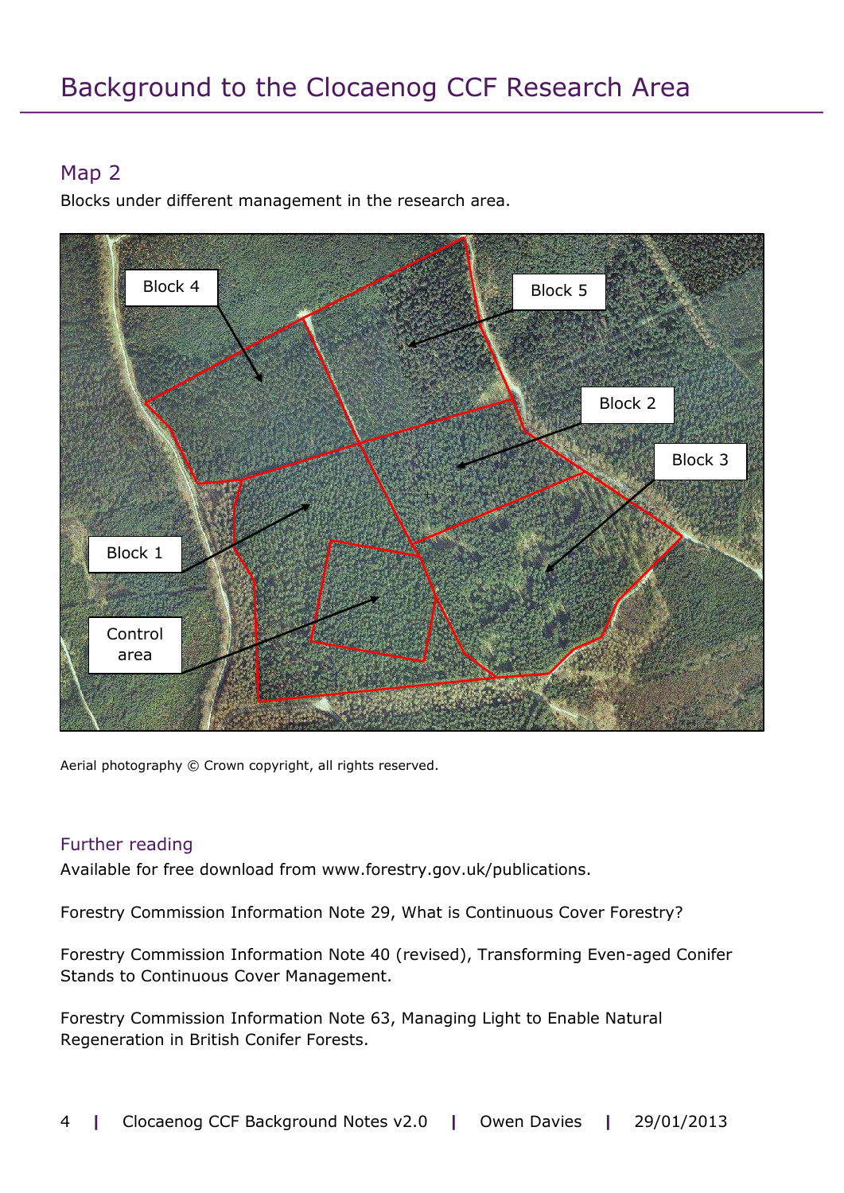# Background to the Clocaenog CCF Research Area

## Map 2

Blocks under different management in the research area.

Block 4

Block 5

Block 2

Block 3

Block 1

Control area

Aerial photography © Crown copyright, all rights reserved.

## Further reading

Available for free download from www.forestry.gov.uk/publications.

Forestry Commission Information Note 29, What is Continuous Cover Forestry?

Forestry Commission Information Note 40 (revised), Transforming Even-aged Conifer Stands to Continuous Cover Management.

Forestry Commission Information Note 63, Managing Light to Enable Natural Regeneration in British Conifer Forests.